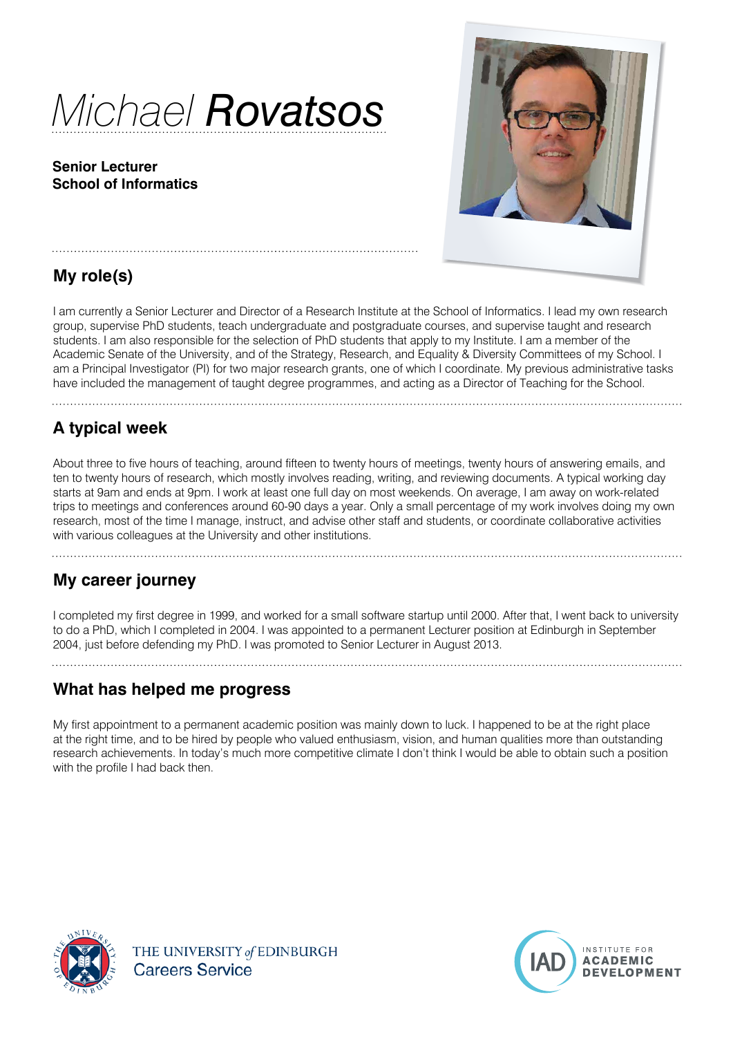# *Michael* **Rovatsos**

**Senior Lecturer**
**School of Informatics**

## My role(s)

I am currently a Senior Lecturer and Director of a Research Institute at the School of Informatics. I lead my own research group, supervise PhD students, teach undergraduate and postgraduate courses, and supervise taught and research students. I am also responsible for the selection of PhD students that apply to my Institute. I am a member of the Academic Senate of the University, and of the Strategy, Research, and Equality & Diversity Committees of my School. I am a Principal Investigator (PI) for two major research grants, one of which I coordinate. My previous administrative tasks have included the management of taught degree programmes, and acting as a Director of Teaching for the School.

## A typical week

About three to five hours of teaching, around fifteen to twenty hours of meetings, twenty hours of answering emails, and ten to twenty hours of research, which mostly involves reading, writing, and reviewing documents. A typical working day starts at 9am and ends at 9pm. I work at least one full day on most weekends. On average, I am away on work-related trips to meetings and conferences around 60-90 days a year. Only a small percentage of my work involves doing my own research, most of the time I manage, instruct, and advise other staff and students, or coordinate collaborative activities with various colleagues at the University and other institutions.

## My career journey

I completed my first degree in 1999, and worked for a small software startup until 2000. After that, I went back to university to do a PhD, which I completed in 2004. I was appointed to a permanent Lecturer position at Edinburgh in September 2004, just before defending my PhD. I was promoted to Senior Lecturer in August 2013.

## What has helped me progress

My first appointment to a permanent academic position was mainly down to luck. I happened to be at the right place at the right time, and to be hired by people who valued enthusiasm, vision, and human qualities more than outstanding research achievements. In today's much more competitive climate I don't think I would be able to obtain such a position with the profile I had back then.

THE UNIVERSITY *of* EDINBURGH
Careers Service

IAD INSTITUTE FOR ACADEMIC DEVELOPMENT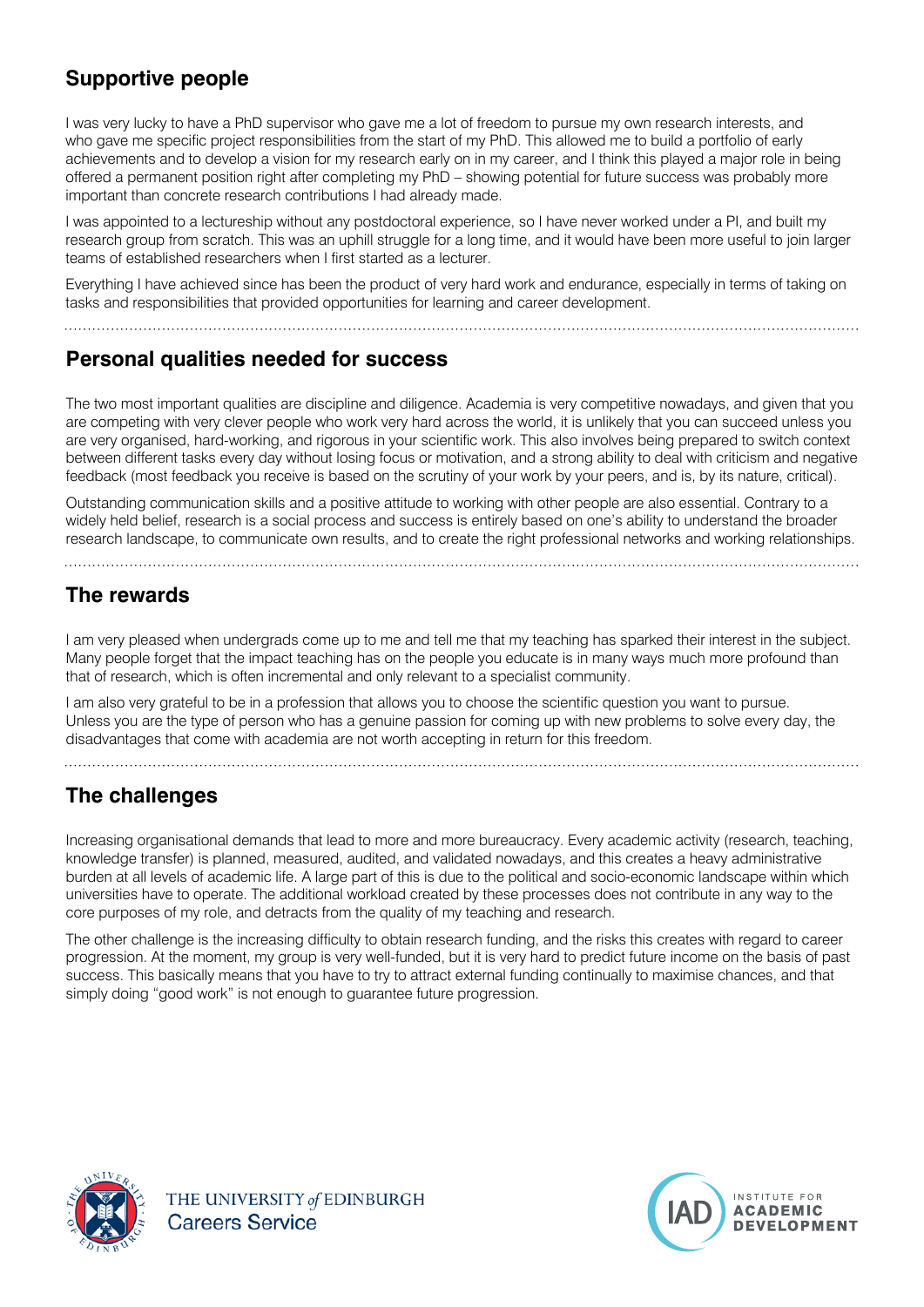## Supportive people

I was very lucky to have a PhD supervisor who gave me a lot of freedom to pursue my own research interests, and who gave me specific project responsibilities from the start of my PhD. This allowed me to build a portfolio of early achievements and to develop a vision for my research early on in my career, and I think this played a major role in being offered a permanent position right after completing my PhD – showing potential for future success was probably more important than concrete research contributions I had already made.

I was appointed to a lectureship without any postdoctoral experience, so I have never worked under a PI, and built my research group from scratch. This was an uphill struggle for a long time, and it would have been more useful to join larger teams of established researchers when I first started as a lecturer.

Everything I have achieved since has been the product of very hard work and endurance, especially in terms of taking on tasks and responsibilities that provided opportunities for learning and career development.

## Personal qualities needed for success

The two most important qualities are discipline and diligence. Academia is very competitive nowadays, and given that you are competing with very clever people who work very hard across the world, it is unlikely that you can succeed unless you are very organised, hard-working, and rigorous in your scientific work. This also involves being prepared to switch context between different tasks every day without losing focus or motivation, and a strong ability to deal with criticism and negative feedback (most feedback you receive is based on the scrutiny of your work by your peers, and is, by its nature, critical).

Outstanding communication skills and a positive attitude to working with other people are also essential. Contrary to a widely held belief, research is a social process and success is entirely based on one's ability to understand the broader research landscape, to communicate own results, and to create the right professional networks and working relationships.

## The rewards

I am very pleased when undergrads come up to me and tell me that my teaching has sparked their interest in the subject. Many people forget that the impact teaching has on the people you educate is in many ways much more profound than that of research, which is often incremental and only relevant to a specialist community.

I am also very grateful to be in a profession that allows you to choose the scientific question you want to pursue. Unless you are the type of person who has a genuine passion for coming up with new problems to solve every day, the disadvantages that come with academia are not worth accepting in return for this freedom.

## The challenges

Increasing organisational demands that lead to more and more bureaucracy. Every academic activity (research, teaching, knowledge transfer) is planned, measured, audited, and validated nowadays, and this creates a heavy administrative burden at all levels of academic life. A large part of this is due to the political and socio-economic landscape within which universities have to operate. The additional workload created by these processes does not contribute in any way to the core purposes of my role, and detracts from the quality of my teaching and research.

The other challenge is the increasing difficulty to obtain research funding, and the risks this creates with regard to career progression. At the moment, my group is very well-funded, but it is very hard to predict future income on the basis of past success. This basically means that you have to try to attract external funding continually to maximise chances, and that simply doing "good work" is not enough to guarantee future progression.

THE UNIVERSITY of EDINBURGH Careers Service

IAD INSTITUTE FOR ACADEMIC DEVELOPMENT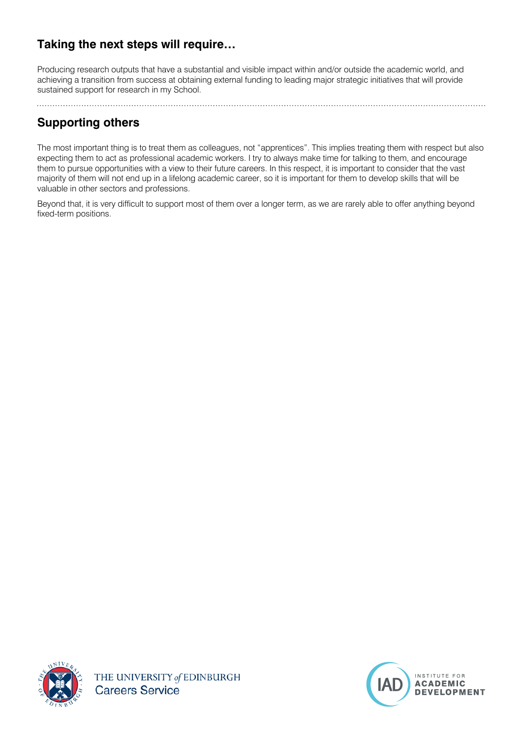## Taking the next steps will require…

Producing research outputs that have a substantial and visible impact within and/or outside the academic world, and achieving a transition from success at obtaining external funding to leading major strategic initiatives that will provide sustained support for research in my School.

## Supporting others

The most important thing is to treat them as colleagues, not "apprentices". This implies treating them with respect but also expecting them to act as professional academic workers. I try to always make time for talking to them, and encourage them to pursue opportunities with a view to their future careers. In this respect, it is important to consider that the vast majority of them will not end up in a lifelong academic career, so it is important for them to develop skills that will be valuable in other sectors and professions.

Beyond that, it is very difficult to support most of them over a longer term, as we are rarely able to offer anything beyond fixed-term positions.